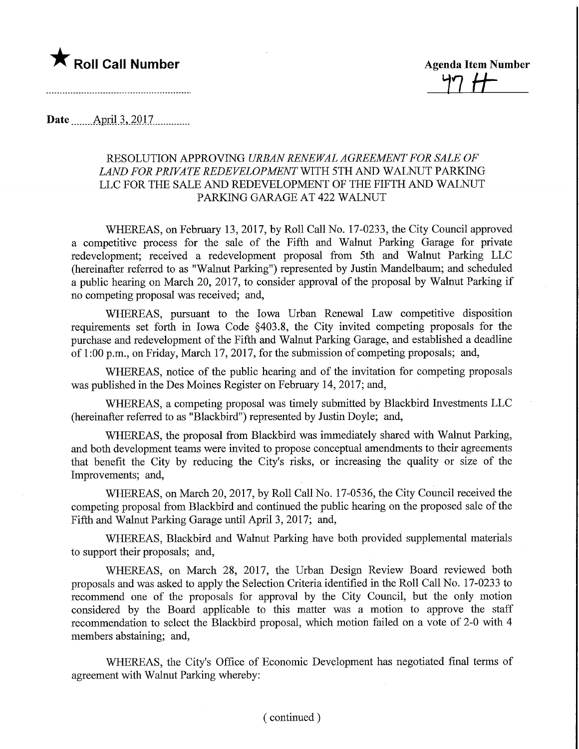★ **Roll Call Number**

**Agenda Item Number**

47 H

**Date** April 3, 2017

RESOLUTION APPROVING *URBAN RENEWAL AGREEMENT FOR SALE OF LAND FOR PRIVATE REDEVELOPMENT* WITH 5TH AND WALNUT PARKING LLC FOR THE SALE AND REDEVELOPMENT OF THE FIFTH AND WALNUT PARKING GARAGE AT 422 WALNUT

WHEREAS, on February 13, 2017, by Roll Call No. 17-0233, the City Council approved a competitive process for the sale of the Fifth and Walnut Parking Garage for private redevelopment; received a redevelopment proposal from 5th and Walnut Parking LLC (hereinafter referred to as "Walnut Parking") represented by Justin Mandelbaum; and scheduled a public hearing on March 20, 2017, to consider approval of the proposal by Walnut Parking if no competing proposal was received; and,

WHEREAS, pursuant to the Iowa Urban Renewal Law competitive disposition requirements set forth in Iowa Code §403.8, the City invited competing proposals for the purchase and redevelopment of the Fifth and Walnut Parking Garage, and established a deadline of 1:00 p.m., on Friday, March 17, 2017, for the submission of competing proposals; and,

WHEREAS, notice of the public hearing and of the invitation for competing proposals was published in the Des Moines Register on February 14, 2017; and,

WHEREAS, a competing proposal was timely submitted by Blackbird Investments LLC (hereinafter referred to as "Blackbird") represented by Justin Doyle; and,

WHEREAS, the proposal from Blackbird was immediately shared with Walnut Parking, and both development teams were invited to propose conceptual amendments to their agreements that benefit the City by reducing the City's risks, or increasing the quality or size of the Improvements; and,

WHEREAS, on March 20, 2017, by Roll Call No. 17-0536, the City Council received the competing proposal from Blackbird and continued the public hearing on the proposed sale of the Fifth and Walnut Parking Garage until April 3, 2017; and,

WHEREAS, Blackbird and Walnut Parking have both provided supplemental materials to support their proposals; and,

WHEREAS, on March 28, 2017, the Urban Design Review Board reviewed both proposals and was asked to apply the Selection Criteria identified in the Roll Call No. 17-0233 to recommend one of the proposals for approval by the City Council, but the only motion considered by the Board applicable to this matter was a motion to approve the staff recommendation to select the Blackbird proposal, which motion failed on a vote of 2-0 with 4 members abstaining; and,

WHEREAS, the City's Office of Economic Development has negotiated final terms of agreement with Walnut Parking whereby:

( continued )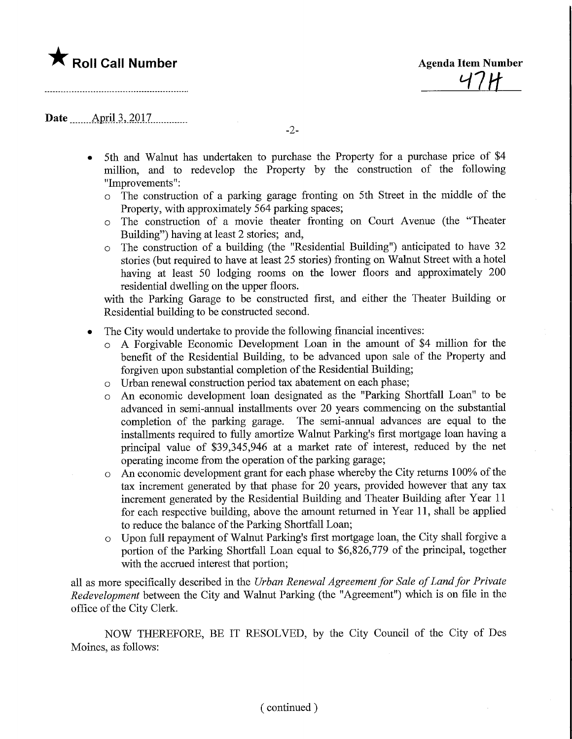- 5th and Walnut has undertaken to purchase the Property for a purchase price of $4 million, and to redevelop the Property by the construction of the following "Improvements":
  - The construction of a parking garage fronting on 5th Street in the middle of the Property, with approximately 564 parking spaces;
  - The construction of a movie theater fronting on Court Avenue (the "Theater Building") having at least 2 stories; and,
  - The construction of a building (the "Residential Building") anticipated to have 32 stories (but required to have at least 25 stories) fronting on Walnut Street with a hotel having at least 50 lodging rooms on the lower floors and approximately 200 residential dwelling on the upper floors.

  with the Parking Garage to be constructed first, and either the Theater Building or Residential building to be constructed second.

- The City would undertake to provide the following financial incentives:
  - A Forgivable Economic Development Loan in the amount of $4 million for the benefit of the Residential Building, to be advanced upon sale of the Property and forgiven upon substantial completion of the Residential Building;
  - Urban renewal construction period tax abatement on each phase;
  - An economic development loan designated as the "Parking Shortfall Loan" to be advanced in semi-annual installments over 20 years commencing on the substantial completion of the parking garage. The semi-annual advances are equal to the installments required to fully amortize Walnut Parking's first mortgage loan having a principal value of $39,345,946 at a market rate of interest, reduced by the net operating income from the operation of the parking garage;
  - An economic development grant for each phase whereby the City returns 100% of the tax increment generated by that phase for 20 years, provided however that any tax increment generated by the Residential Building and Theater Building after Year 11 for each respective building, above the amount returned in Year 11, shall be applied to reduce the balance of the Parking Shortfall Loan;
  - Upon full repayment of Walnut Parking's first mortgage loan, the City shall forgive a portion of the Parking Shortfall Loan equal to $6,826,779 of the principal, together with the accrued interest that portion;

all as more specifically described in the *Urban Renewal Agreement for Sale of Land for Private Redevelopment* between the City and Walnut Parking (the "Agreement") which is on file in the office of the City Clerk.

NOW THEREFORE, BE IT RESOLVED, by the City Council of the City of Des Moines, as follows:

( continued )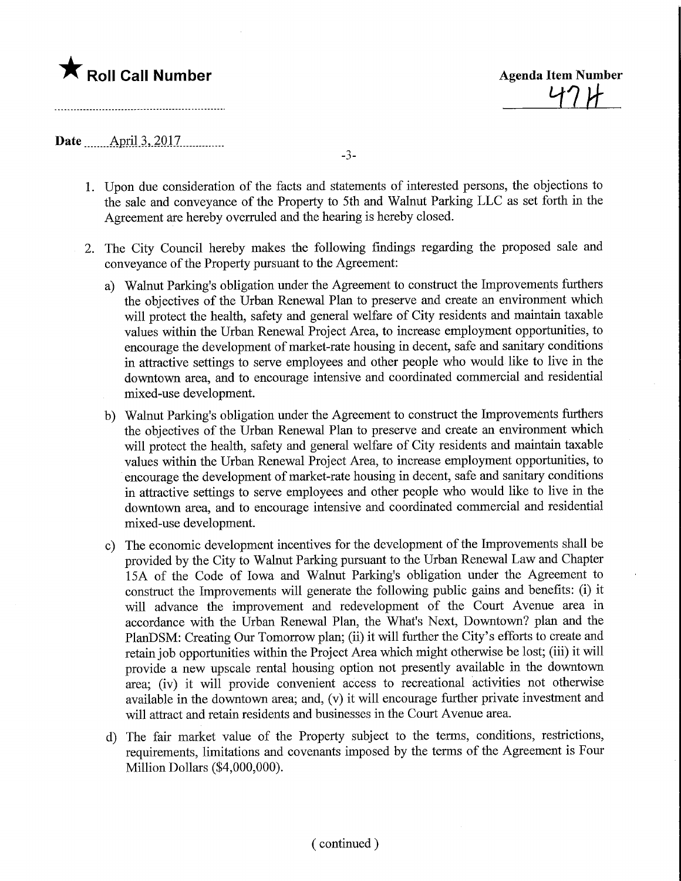★ **Roll Call Number**

**Agenda Item Number**
47H

**Date** April 3, 2017

1. Upon due consideration of the facts and statements of interested persons, the objections to the sale and conveyance of the Property to 5th and Walnut Parking LLC as set forth in the Agreement are hereby overruled and the hearing is hereby closed.

2. The City Council hereby makes the following findings regarding the proposed sale and conveyance of the Property pursuant to the Agreement:

   a) Walnut Parking's obligation under the Agreement to construct the Improvements furthers the objectives of the Urban Renewal Plan to preserve and create an environment which will protect the health, safety and general welfare of City residents and maintain taxable values within the Urban Renewal Project Area, to increase employment opportunities, to encourage the development of market-rate housing in decent, safe and sanitary conditions in attractive settings to serve employees and other people who would like to live in the downtown area, and to encourage intensive and coordinated commercial and residential mixed-use development.

   b) Walnut Parking's obligation under the Agreement to construct the Improvements furthers the objectives of the Urban Renewal Plan to preserve and create an environment which will protect the health, safety and general welfare of City residents and maintain taxable values within the Urban Renewal Project Area, to increase employment opportunities, to encourage the development of market-rate housing in decent, safe and sanitary conditions in attractive settings to serve employees and other people who would like to live in the downtown area, and to encourage intensive and coordinated commercial and residential mixed-use development.

   c) The economic development incentives for the development of the Improvements shall be provided by the City to Walnut Parking pursuant to the Urban Renewal Law and Chapter 15A of the Code of Iowa and Walnut Parking's obligation under the Agreement to construct the Improvements will generate the following public gains and benefits: (i) it will advance the improvement and redevelopment of the Court Avenue area in accordance with the Urban Renewal Plan, the What's Next, Downtown? plan and the PlanDSM: Creating Our Tomorrow plan; (ii) it will further the City's efforts to create and retain job opportunities within the Project Area which might otherwise be lost; (iii) it will provide a new upscale rental housing option not presently available in the downtown area; (iv) it will provide convenient access to recreational activities not otherwise available in the downtown area; and, (v) it will encourage further private investment and will attract and retain residents and businesses in the Court Avenue area.

   d) The fair market value of the Property subject to the terms, conditions, restrictions, requirements, limitations and covenants imposed by the terms of the Agreement is Four Million Dollars ($4,000,000).

( continued )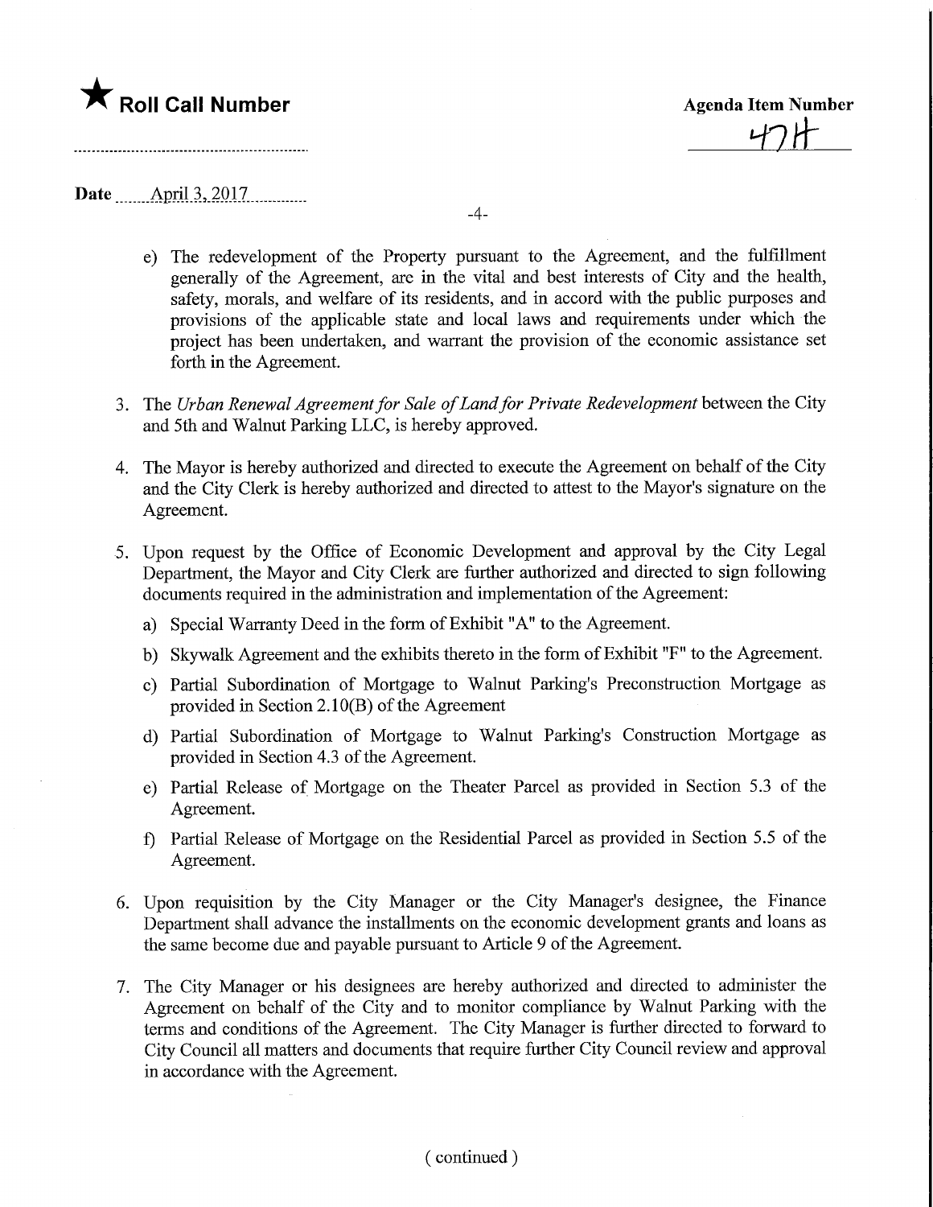★ **Roll Call Number**

**Agenda Item Number**

47H

**Date** April 3, 2017

e) The redevelopment of the Property pursuant to the Agreement, and the fulfillment generally of the Agreement, are in the vital and best interests of City and the health, safety, morals, and welfare of its residents, and in accord with the public purposes and provisions of the applicable state and local laws and requirements under which the project has been undertaken, and warrant the provision of the economic assistance set forth in the Agreement.

3. The *Urban Renewal Agreement for Sale of Land for Private Redevelopment* between the City and 5th and Walnut Parking LLC, is hereby approved.

4. The Mayor is hereby authorized and directed to execute the Agreement on behalf of the City and the City Clerk is hereby authorized and directed to attest to the Mayor's signature on the Agreement.

5. Upon request by the Office of Economic Development and approval by the City Legal Department, the Mayor and City Clerk are further authorized and directed to sign following documents required in the administration and implementation of the Agreement:

   a) Special Warranty Deed in the form of Exhibit "A" to the Agreement.

   b) Skywalk Agreement and the exhibits thereto in the form of Exhibit "F" to the Agreement.

   c) Partial Subordination of Mortgage to Walnut Parking's Preconstruction Mortgage as provided in Section 2.10(B) of the Agreement

   d) Partial Subordination of Mortgage to Walnut Parking's Construction Mortgage as provided in Section 4.3 of the Agreement.

   e) Partial Release of Mortgage on the Theater Parcel as provided in Section 5.3 of the Agreement.

   f) Partial Release of Mortgage on the Residential Parcel as provided in Section 5.5 of the Agreement.

6. Upon requisition by the City Manager or the City Manager's designee, the Finance Department shall advance the installments on the economic development grants and loans as the same become due and payable pursuant to Article 9 of the Agreement.

7. The City Manager or his designees are hereby authorized and directed to administer the Agreement on behalf of the City and to monitor compliance by Walnut Parking with the terms and conditions of the Agreement. The City Manager is further directed to forward to City Council all matters and documents that require further City Council review and approval in accordance with the Agreement.

( continued )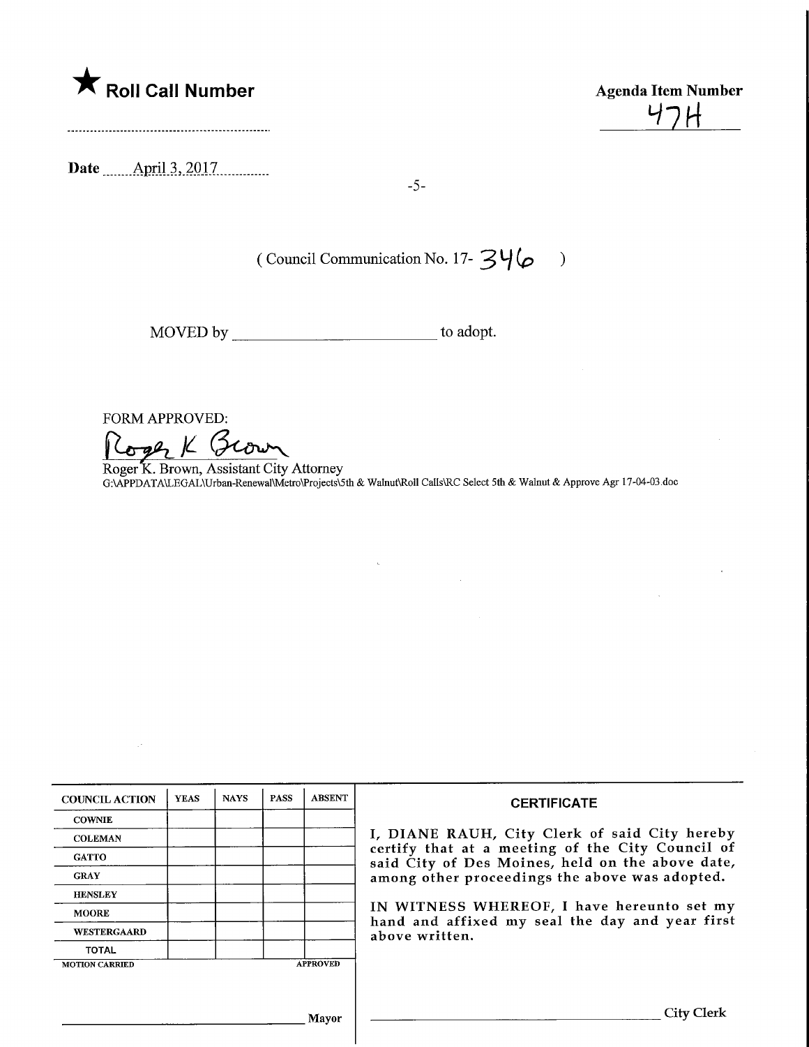★ **Roll Call Number**

**Agenda Item Number**
47H

**Date** April 3, 2017

( Council Communication No. 17- 346 )

MOVED by ____________________ to adopt.

FORM APPROVED:

Roger K. Brown

Roger K. Brown, Assistant City Attorney
G:\APPDATA\LEGAL\Urban-Renewal\Metro\Projects\5th & Walnut\Roll Calls\RC Select 5th & Walnut & Approve Agr 17-04-03.doc

| COUNCIL ACTION | YEAS | NAYS | PASS | ABSENT |
|---|---|---|---|---|
| COWNIE | | | | |
| COLEMAN | | | | |
| GATTO | | | | |
| GRAY | | | | |
| HENSLEY | | | | |
| MOORE | | | | |
| WESTERGAARD | | | | |
| TOTAL | | | | |
| MOTION CARRIED | | | | APPROVED |

____________________ Mayor

**CERTIFICATE**

I, DIANE RAUH, City Clerk of said City hereby certify that at a meeting of the City Council of said City of Des Moines, held on the above date, among other proceedings the above was adopted.

IN WITNESS WHEREOF, I have hereunto set my hand and affixed my seal the day and year first above written.

____________________ City Clerk